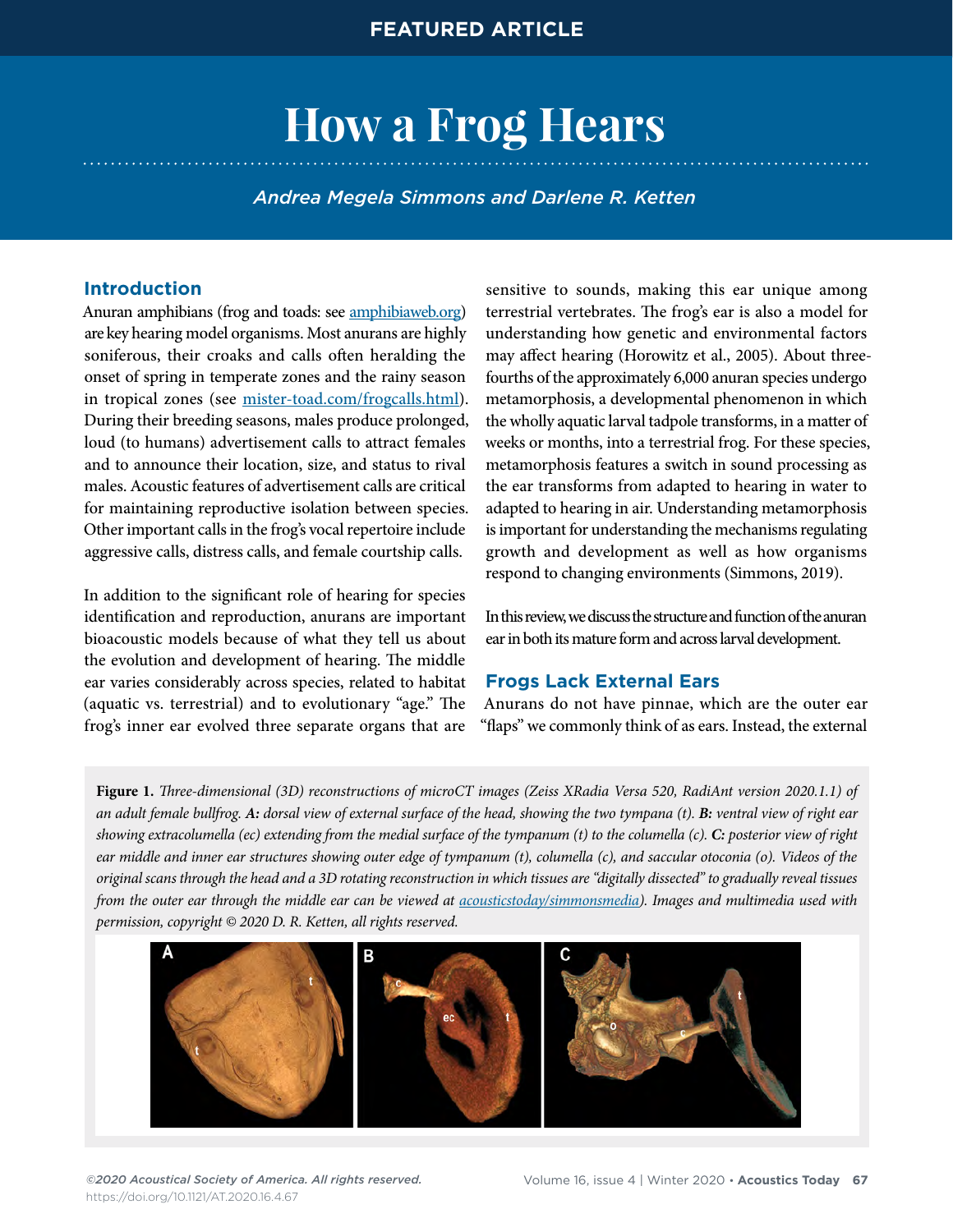FEATURED ARTICLE

# How a Frog Hears

*Andrea Megela Simmons and Darlene R. Ketten*

## Introduction

Anuran amphibians (frog and toads: see amphibiaweb.org) are key hearing model organisms. Most anurans are highly soniferous, their croaks and calls often heralding the onset of spring in temperate zones and the rainy season in tropical zones (see mister-toad.com/frogcalls.html). During their breeding seasons, males produce prolonged, loud (to humans) advertisement calls to attract females and to announce their location, size, and status to rival males. Acoustic features of advertisement calls are critical for maintaining reproductive isolation between species. Other important calls in the frog's vocal repertoire include aggressive calls, distress calls, and female courtship calls.

In addition to the significant role of hearing for species identification and reproduction, anurans are important bioacoustic models because of what they tell us about the evolution and development of hearing. The middle ear varies considerably across species, related to habitat (aquatic vs. terrestrial) and to evolutionary "age." The frog's inner ear evolved three separate organs that are sensitive to sounds, making this ear unique among terrestrial vertebrates. The frog's ear is also a model for understanding how genetic and environmental factors may affect hearing (Horowitz et al., 2005). About three-fourths of the approximately 6,000 anuran species undergo metamorphosis, a developmental phenomenon in which the wholly aquatic larval tadpole transforms, in a matter of weeks or months, into a terrestrial frog. For these species, metamorphosis features a switch in sound processing as the ear transforms from adapted to hearing in water to adapted to hearing in air. Understanding metamorphosis is important for understanding the mechanisms regulating growth and development as well as how organisms respond to changing environments (Simmons, 2019).

In this review, we discuss the structure and function of the anuran ear in both its mature form and across larval development.

## Frogs Lack External Ears

Anurans do not have pinnae, which are the outer ear "flaps" we commonly think of as ears. Instead, the external

**Figure 1.** *Three-dimensional (3D) reconstructions of microCT images (Zeiss XRadia Versa 520, RadiAnt version 2020.1.1) of an adult female bullfrog.* ***A:*** *dorsal view of external surface of the head, showing the two tympana (t).* ***B:*** *ventral view of right ear showing extracolumella (ec) extending from the medial surface of the tympanum (t) to the columella (c).* ***C:*** *posterior view of right ear middle and inner ear structures showing outer edge of tympanum (t), columella (c), and saccular otoconia (o). Videos of the original scans through the head and a 3D rotating reconstruction in which tissues are "digitally dissected" to gradually reveal tissues from the outer ear through the middle ear can be viewed at acousticstoday/simmonsmedia). Images and multimedia used with permission, copyright © 2020 D. R. Ketten, all rights reserved.*

©2020 Acoustical Society of America. All rights reserved.
https://doi.org/10.1121/AT.2020.16.4.67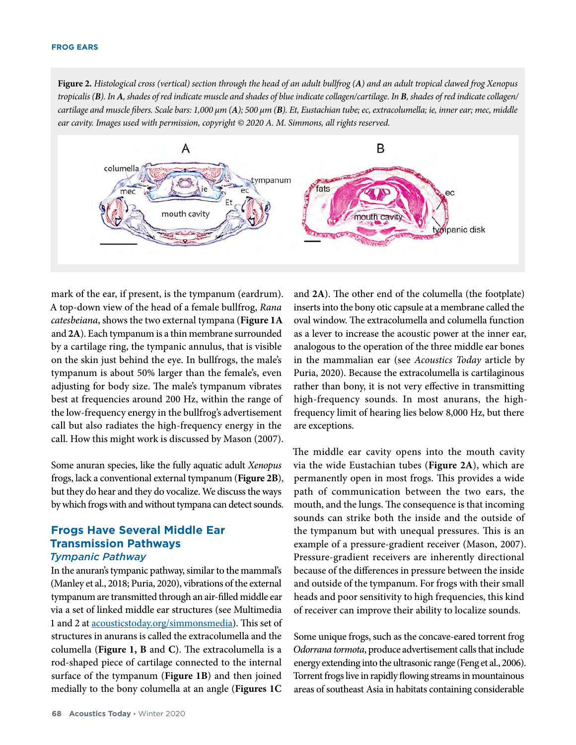**Figure 2.** *Histological cross (vertical) section through the head of an adult bullfrog (**A**) and an adult tropical clawed frog Xenopus tropicalis (**B**). In **A**, shades of red indicate muscle and shades of blue indicate collagen/cartilage. In **B**, shades of red indicate collagen/cartilage and muscle fibers. Scale bars: 1,000 µm (**A**); 500 µm (**B**). Et, Eustachian tube; ec, extracolumella; ie, inner ear; mec, middle ear cavity. Images used with permission, copyright © 2020 A. M. Simmons, all rights reserved.*

A

columella

mec

ie

ec

tympanum

Et

mouth cavity

B

fats

ec

mouth cavity

tympanic disk

mark of the ear, if present, is the tympanum (eardrum). A top-down view of the head of a female bullfrog, *Rana catesbeiana*, shows the two external tympana (**Figure 1A** and **2A**). Each tympanum is a thin membrane surrounded by a cartilage ring, the tympanic annulus, that is visible on the skin just behind the eye. In bullfrogs, the male's tympanum is about 50% larger than the female's, even adjusting for body size. The male's tympanum vibrates best at frequencies around 200 Hz, within the range of the low-frequency energy in the bullfrog's advertisement call but also radiates the high-frequency energy in the call. How this might work is discussed by Mason (2007).

Some anuran species, like the fully aquatic adult *Xenopus* frogs, lack a conventional external tympanum (**Figure 2B**), but they do hear and they do vocalize. We discuss the ways by which frogs with and without tympana can detect sounds.

## Frogs Have Several Middle Ear Transmission Pathways

### *Tympanic Pathway*

In the anuran's tympanic pathway, similar to the mammal's (Manley et al., 2018; Puria, 2020), vibrations of the external tympanum are transmitted through an air-filled middle ear via a set of linked middle ear structures (see Multimedia 1 and 2 at acousticstoday.org/simmonsmedia). This set of structures in anurans is called the extracolumella and the columella (**Figure 1, B** and **C**). The extracolumella is a rod-shaped piece of cartilage connected to the internal surface of the tympanum (**Figure 1B**) and then joined medially to the bony columella at an angle (**Figures 1C** and **2A**). The other end of the columella (the footplate) inserts into the bony otic capsule at a membrane called the oval window. The extracolumella and columella function as a lever to increase the acoustic power at the inner ear, analogous to the operation of the three middle ear bones in the mammalian ear (see *Acoustics Today* article by Puria, 2020). Because the extracolumella is cartilaginous rather than bony, it is not very effective in transmitting high-frequency sounds. In most anurans, the high-frequency limit of hearing lies below 8,000 Hz, but there are exceptions.

The middle ear cavity opens into the mouth cavity via the wide Eustachian tubes (**Figure 2A**), which are permanently open in most frogs. This provides a wide path of communication between the two ears, the mouth, and the lungs. The consequence is that incoming sounds can strike both the inside and the outside of the tympanum but with unequal pressures. This is an example of a pressure-gradient receiver (Mason, 2007). Pressure-gradient receivers are inherently directional because of the differences in pressure between the inside and outside of the tympanum. For frogs with their small heads and poor sensitivity to high frequencies, this kind of receiver can improve their ability to localize sounds.

Some unique frogs, such as the concave-eared torrent frog *Odorrana tormota*, produce advertisement calls that include energy extending into the ultrasonic range (Feng et al., 2006). Torrent frogs live in rapidly flowing streams in mountainous areas of southeast Asia in habitats containing considerable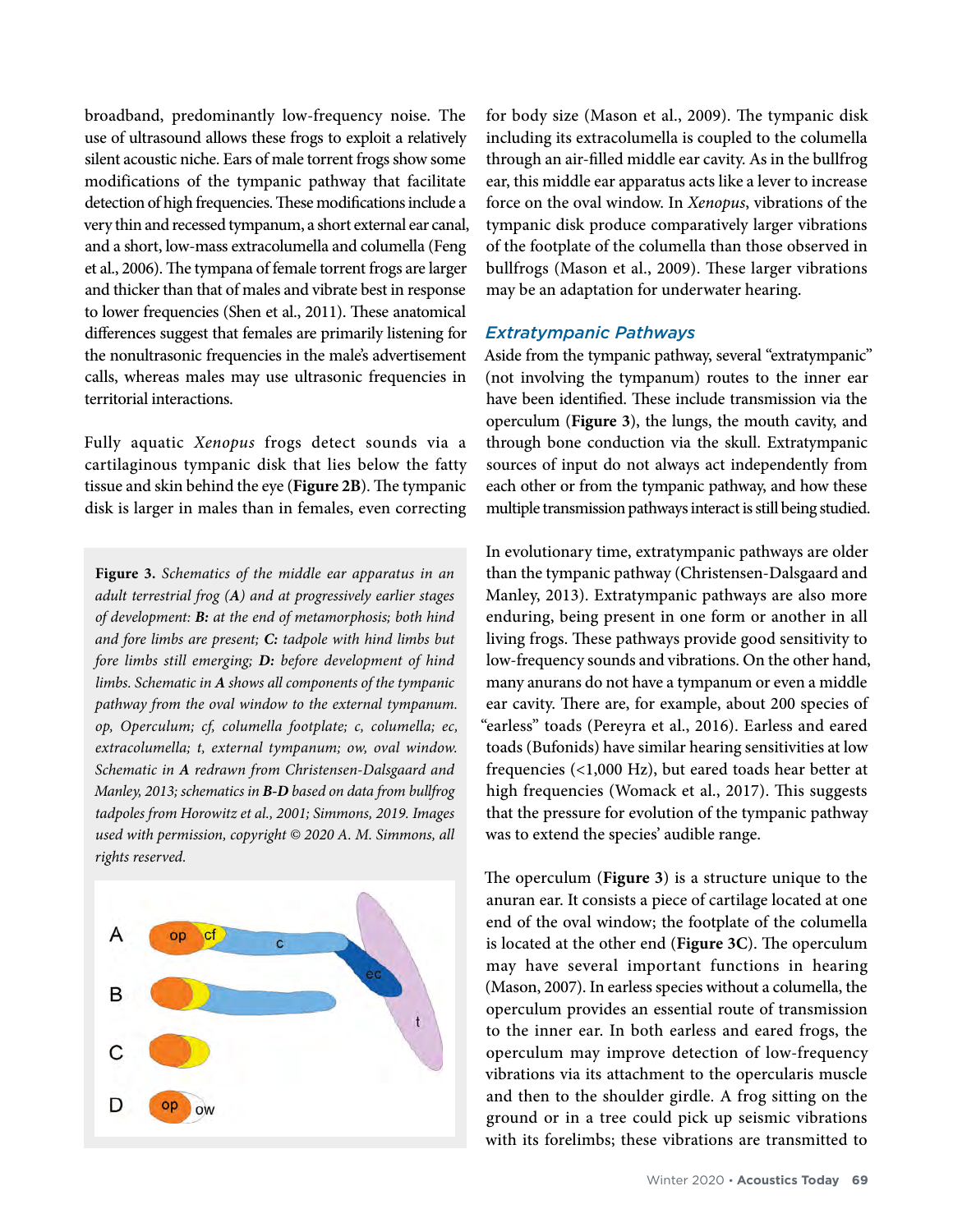broadband, predominantly low-frequency noise. The use of ultrasound allows these frogs to exploit a relatively silent acoustic niche. Ears of male torrent frogs show some modifications of the tympanic pathway that facilitate detection of high frequencies. These modifications include a very thin and recessed tympanum, a short external ear canal, and a short, low-mass extracolumella and columella (Feng et al., 2006). The tympana of female torrent frogs are larger and thicker than that of males and vibrate best in response to lower frequencies (Shen et al., 2011). These anatomical differences suggest that females are primarily listening for the nonultrasonic frequencies in the male's advertisement calls, whereas males may use ultrasonic frequencies in territorial interactions.

Fully aquatic *Xenopus* frogs detect sounds via a cartilaginous tympanic disk that lies below the fatty tissue and skin behind the eye (**Figure 2B**). The tympanic disk is larger in males than in females, even correcting for body size (Mason et al., 2009). The tympanic disk including its extracolumella is coupled to the columella through an air-filled middle ear cavity. As in the bullfrog ear, this middle ear apparatus acts like a lever to increase force on the oval window. In *Xenopus*, vibrations of the tympanic disk produce comparatively larger vibrations of the footplate of the columella than those observed in bullfrogs (Mason et al., 2009). These larger vibrations may be an adaptation for underwater hearing.

**Figure 3.** *Schematics of the middle ear apparatus in an adult terrestrial frog (**A**) and at progressively earlier stages of development: **B:** at the end of metamorphosis; both hind and fore limbs are present; **C:** tadpole with hind limbs but fore limbs still emerging; **D:** before development of hind limbs. Schematic in **A** shows all components of the tympanic pathway from the oval window to the external tympanum. op, Operculum; cf, columella footplate; c, columella; ec, extracolumella; t, external tympanum; ow, oval window. Schematic in **A** redrawn from Christensen-Dalsgaard and Manley, 2013; schematics in **B-D** based on data from bullfrog tadpoles from Horowitz et al., 2001; Simmons, 2019. Images used with permission, copyright © 2020 A. M. Simmons, all rights reserved.*

A
op
cf
c
ec
t
B
C
D
op
ow

## *Extratympanic Pathways*

Aside from the tympanic pathway, several "extratympanic" (not involving the tympanum) routes to the inner ear have been identified. These include transmission via the operculum (**Figure 3**), the lungs, the mouth cavity, and through bone conduction via the skull. Extratympanic sources of input do not always act independently from each other or from the tympanic pathway, and how these multiple transmission pathways interact is still being studied.

In evolutionary time, extratympanic pathways are older than the tympanic pathway (Christensen-Dalsgaard and Manley, 2013). Extratympanic pathways are also more enduring, being present in one form or another in all living frogs. These pathways provide good sensitivity to low-frequency sounds and vibrations. On the other hand, many anurans do not have a tympanum or even a middle ear cavity. There are, for example, about 200 species of "earless" toads (Pereyra et al., 2016). Earless and eared toads (Bufonids) have similar hearing sensitivities at low frequencies (<1,000 Hz), but eared toads hear better at high frequencies (Womack et al., 2017). This suggests that the pressure for evolution of the tympanic pathway was to extend the species' audible range.

The operculum (**Figure 3**) is a structure unique to the anuran ear. It consists a piece of cartilage located at one end of the oval window; the footplate of the columella is located at the other end (**Figure 3C**). The operculum may have several important functions in hearing (Mason, 2007). In earless species without a columella, the operculum provides an essential route of transmission to the inner ear. In both earless and eared frogs, the operculum may improve detection of low-frequency vibrations via its attachment to the opercularis muscle and then to the shoulder girdle. A frog sitting on the ground or in a tree could pick up seismic vibrations with its forelimbs; these vibrations are transmitted to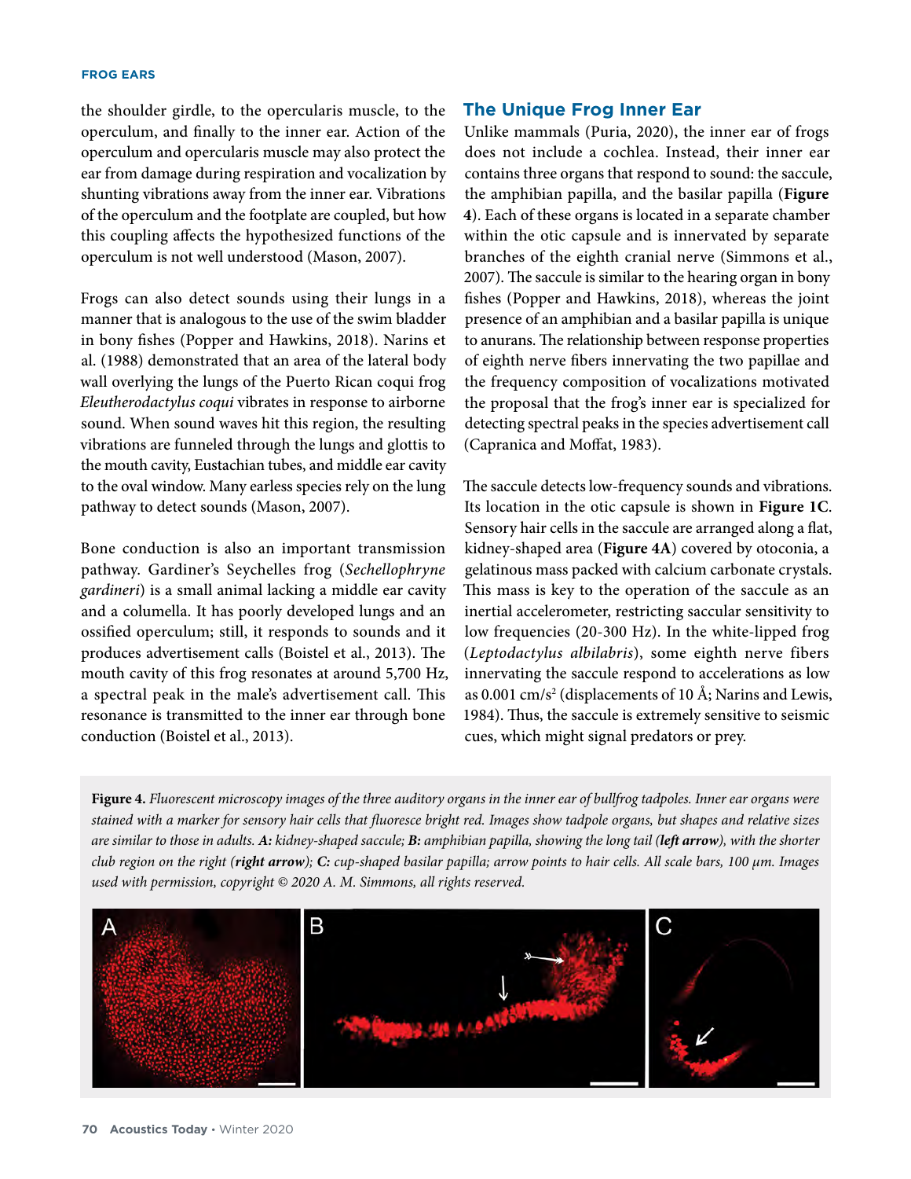the shoulder girdle, to the opercularis muscle, to the operculum, and finally to the inner ear. Action of the operculum and opercularis muscle may also protect the ear from damage during respiration and vocalization by shunting vibrations away from the inner ear. Vibrations of the operculum and the footplate are coupled, but how this coupling affects the hypothesized functions of the operculum is not well understood (Mason, 2007).

Frogs can also detect sounds using their lungs in a manner that is analogous to the use of the swim bladder in bony fishes (Popper and Hawkins, 2018). Narins et al. (1988) demonstrated that an area of the lateral body wall overlying the lungs of the Puerto Rican coqui frog *Eleutherodactylus coqui* vibrates in response to airborne sound. When sound waves hit this region, the resulting vibrations are funneled through the lungs and glottis to the mouth cavity, Eustachian tubes, and middle ear cavity to the oval window. Many earless species rely on the lung pathway to detect sounds (Mason, 2007).

Bone conduction is also an important transmission pathway. Gardiner's Seychelles frog (*Sechellophryne gardineri*) is a small animal lacking a middle ear cavity and a columella. It has poorly developed lungs and an ossified operculum; still, it responds to sounds and it produces advertisement calls (Boistel et al., 2013). The mouth cavity of this frog resonates at around 5,700 Hz, a spectral peak in the male's advertisement call. This resonance is transmitted to the inner ear through bone conduction (Boistel et al., 2013).

## The Unique Frog Inner Ear

Unlike mammals (Puria, 2020), the inner ear of frogs does not include a cochlea. Instead, their inner ear contains three organs that respond to sound: the saccule, the amphibian papilla, and the basilar papilla (**Figure 4**). Each of these organs is located in a separate chamber within the otic capsule and is innervated by separate branches of the eighth cranial nerve (Simmons et al., 2007). The saccule is similar to the hearing organ in bony fishes (Popper and Hawkins, 2018), whereas the joint presence of an amphibian and a basilar papilla is unique to anurans. The relationship between response properties of eighth nerve fibers innervating the two papillae and the frequency composition of vocalizations motivated the proposal that the frog's inner ear is specialized for detecting spectral peaks in the species advertisement call (Capranica and Moffat, 1983).

The saccule detects low-frequency sounds and vibrations. Its location in the otic capsule is shown in **Figure 1C**. Sensory hair cells in the saccule are arranged along a flat, kidney-shaped area (**Figure 4A**) covered by otoconia, a gelatinous mass packed with calcium carbonate crystals. This mass is key to the operation of the saccule as an inertial accelerometer, restricting saccular sensitivity to low frequencies (20-300 Hz). In the white-lipped frog (*Leptodactylus albilabris*), some eighth nerve fibers innervating the saccule respond to accelerations as low as 0.001 cm/s$^2$ (displacements of 10 Å; Narins and Lewis, 1984). Thus, the saccule is extremely sensitive to seismic cues, which might signal predators or prey.

**Figure 4.** *Fluorescent microscopy images of the three auditory organs in the inner ear of bullfrog tadpoles. Inner ear organs were stained with a marker for sensory hair cells that fluoresce bright red. Images show tadpole organs, but shapes and relative sizes are similar to those in adults.* ***A:*** *kidney-shaped saccule;* ***B:*** *amphibian papilla, showing the long tail (**left arrow**), with the shorter club region on the right (**right arrow**);* ***C:*** *cup-shaped basilar papilla; arrow points to hair cells. All scale bars, 100 μm. Images used with permission, copyright © 2020 A. M. Simmons, all rights reserved.*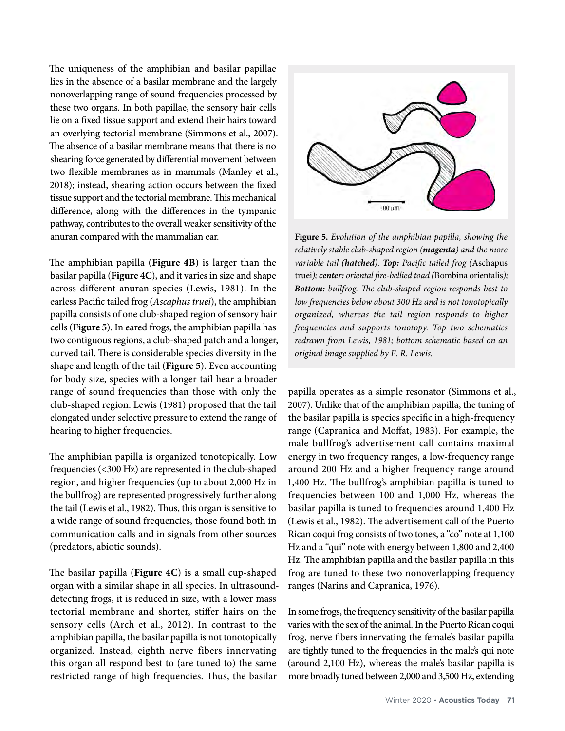The uniqueness of the amphibian and basilar papillae lies in the absence of a basilar membrane and the largely nonoverlapping range of sound frequencies processed by these two organs. In both papillae, the sensory hair cells lie on a fixed tissue support and extend their hairs toward an overlying tectorial membrane (Simmons et al., 2007). The absence of a basilar membrane means that there is no shearing force generated by differential movement between two flexible membranes as in mammals (Manley et al., 2018); instead, shearing action occurs between the fixed tissue support and the tectorial membrane. This mechanical difference, along with the differences in the tympanic pathway, contributes to the overall weaker sensitivity of the anuran compared with the mammalian ear.

The amphibian papilla (**Figure 4B**) is larger than the basilar papilla (**Figure 4C**), and it varies in size and shape across different anuran species (Lewis, 1981). In the earless Pacific tailed frog (*Ascaphus truei*), the amphibian papilla consists of one club-shaped region of sensory hair cells (**Figure 5**). In eared frogs, the amphibian papilla has two contiguous regions, a club-shaped patch and a longer, curved tail. There is considerable species diversity in the shape and length of the tail (**Figure 5**). Even accounting for body size, species with a longer tail hear a broader range of sound frequencies than those with only the club-shaped region. Lewis (1981) proposed that the tail elongated under selective pressure to extend the range of hearing to higher frequencies.

The amphibian papilla is organized tonotopically. Low frequencies (<300 Hz) are represented in the club-shaped region, and higher frequencies (up to about 2,000 Hz in the bullfrog) are represented progressively further along the tail (Lewis et al., 1982). Thus, this organ is sensitive to a wide range of sound frequencies, those found both in communication calls and in signals from other sources (predators, abiotic sounds).

The basilar papilla (**Figure 4C**) is a small cup-shaped organ with a similar shape in all species. In ultrasound-detecting frogs, it is reduced in size, with a lower mass tectorial membrane and shorter, stiffer hairs on the sensory cells (Arch et al., 2012). In contrast to the amphibian papilla, the basilar papilla is not tonotopically organized. Instead, eighth nerve fibers innervating this organ all respond best to (are tuned to) the same restricted range of high frequencies. Thus, the basilar papilla operates as a simple resonator (Simmons et al., 2007). Unlike that of the amphibian papilla, the tuning of the basilar papilla is species specific in a high-frequency range (Capranica and Moffat, 1983). For example, the male bullfrog's advertisement call contains maximal energy in two frequency ranges, a low-frequency range around 200 Hz and a higher frequency range around 1,400 Hz. The bullfrog's amphibian papilla is tuned to frequencies between 100 and 1,000 Hz, whereas the basilar papilla is tuned to frequencies around 1,400 Hz (Lewis et al., 1982). The advertisement call of the Puerto Rican coqui frog consists of two tones, a "co" note at 1,100 Hz and a "qui" note with energy between 1,800 and 2,400 Hz. The amphibian papilla and the basilar papilla in this frog are tuned to these two nonoverlapping frequency ranges (Narins and Capranica, 1976).

100 µm

**Figure 5.** *Evolution of the amphibian papilla, showing the relatively stable club-shaped region (**magenta**) and the more variable tail (**hatched**). **Top:** Pacific tailed frog (*Aschapus truei*); **center:** oriental fire-bellied toad (*Bombina orientalis*); **Bottom:** bullfrog. The club-shaped region responds best to low frequencies below about 300 Hz and is not tonotopically organized, whereas the tail region responds to higher frequencies and supports tonotopy. Top two schematics redrawn from Lewis, 1981; bottom schematic based on an original image supplied by E. R. Lewis.*

In some frogs, the frequency sensitivity of the basilar papilla varies with the sex of the animal. In the Puerto Rican coqui frog, nerve fibers innervating the female's basilar papilla are tightly tuned to the frequencies in the male's qui note (around 2,100 Hz), whereas the male's basilar papilla is more broadly tuned between 2,000 and 3,500 Hz, extending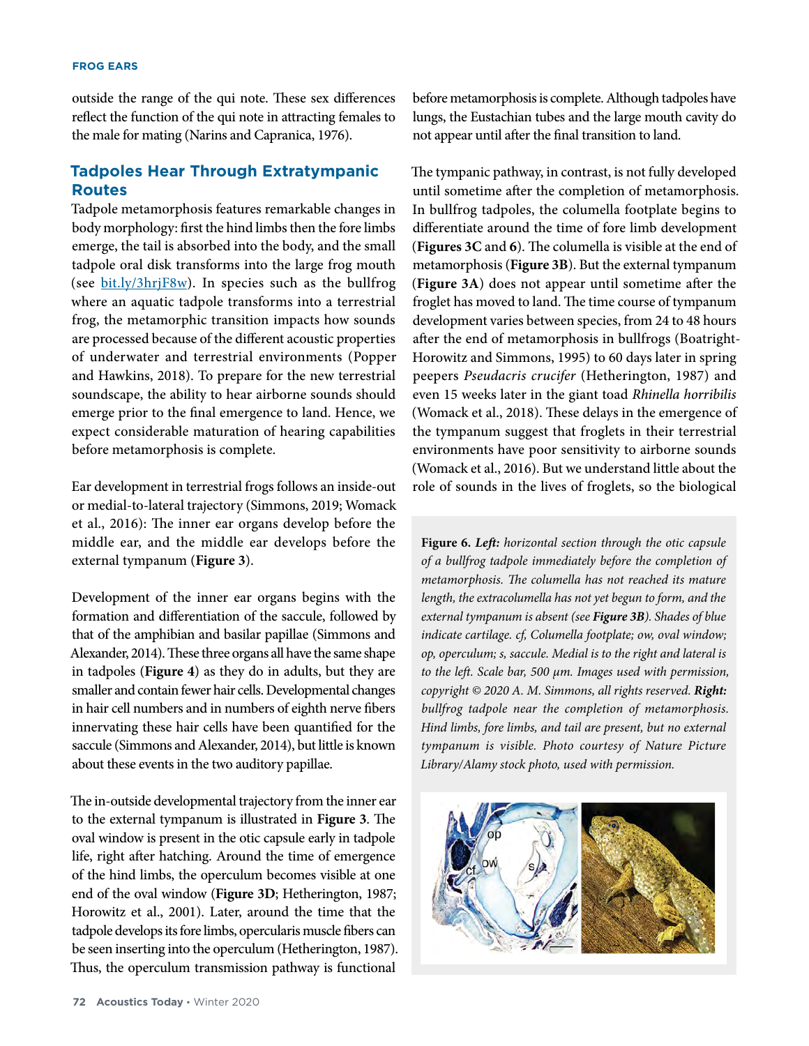outside the range of the qui note. These sex differences reflect the function of the qui note in attracting females to the male for mating (Narins and Capranica, 1976).

## Tadpoles Hear Through Extratympanic Routes

Tadpole metamorphosis features remarkable changes in body morphology: first the hind limbs then the fore limbs emerge, the tail is absorbed into the body, and the small tadpole oral disk transforms into the large frog mouth (see bit.ly/3hrjF8w). In species such as the bullfrog where an aquatic tadpole transforms into a terrestrial frog, the metamorphic transition impacts how sounds are processed because of the different acoustic properties of underwater and terrestrial environments (Popper and Hawkins, 2018). To prepare for the new terrestrial soundscape, the ability to hear airborne sounds should emerge prior to the final emergence to land. Hence, we expect considerable maturation of hearing capabilities before metamorphosis is complete.

Ear development in terrestrial frogs follows an inside-out or medial-to-lateral trajectory (Simmons, 2019; Womack et al., 2016): The inner ear organs develop before the middle ear, and the middle ear develops before the external tympanum (**Figure 3**).

Development of the inner ear organs begins with the formation and differentiation of the saccule, followed by that of the amphibian and basilar papillae (Simmons and Alexander, 2014). These three organs all have the same shape in tadpoles (**Figure 4**) as they do in adults, but they are smaller and contain fewer hair cells. Developmental changes in hair cell numbers and in numbers of eighth nerve fibers innervating these hair cells have been quantified for the saccule (Simmons and Alexander, 2014), but little is known about these events in the two auditory papillae.

The in-outside developmental trajectory from the inner ear to the external tympanum is illustrated in **Figure 3**. The oval window is present in the otic capsule early in tadpole life, right after hatching. Around the time of emergence of the hind limbs, the operculum becomes visible at one end of the oval window (**Figure 3D**; Hetherington, 1987; Horowitz et al., 2001). Later, around the time that the tadpole develops its fore limbs, opercularis muscle fibers can be seen inserting into the operculum (Hetherington, 1987). Thus, the operculum transmission pathway is functional before metamorphosis is complete. Although tadpoles have lungs, the Eustachian tubes and the large mouth cavity do not appear until after the final transition to land.

The tympanic pathway, in contrast, is not fully developed until sometime after the completion of metamorphosis. In bullfrog tadpoles, the columella footplate begins to differentiate around the time of fore limb development (**Figures 3C** and **6**). The columella is visible at the end of metamorphosis (**Figure 3B**). But the external tympanum (**Figure 3A**) does not appear until sometime after the froglet has moved to land. The time course of tympanum development varies between species, from 24 to 48 hours after the end of metamorphosis in bullfrogs (Boatright-Horowitz and Simmons, 1995) to 60 days later in spring peepers *Pseudacris crucifer* (Hetherington, 1987) and even 15 weeks later in the giant toad *Rhinella horribilis* (Womack et al., 2018). These delays in the emergence of the tympanum suggest that froglets in their terrestrial environments have poor sensitivity to airborne sounds (Womack et al., 2016). But we understand little about the role of sounds in the lives of froglets, so the biological

**Figure 6.** ***Left:*** *horizontal section through the otic capsule of a bullfrog tadpole immediately before the completion of metamorphosis. The columella has not reached its mature length, the extracolumella has not yet begun to form, and the external tympanum is absent (see* ***Figure 3B****). Shades of blue indicate cartilage. cf, Columella footplate; ow, oval window; op, operculum; s, saccule. Medial is to the right and lateral is to the left. Scale bar, 500 µm. Images used with permission, copyright © 2020 A. M. Simmons, all rights reserved.* ***Right:*** *bullfrog tadpole near the completion of metamorphosis. Hind limbs, fore limbs, and tail are present, but no external tympanum is visible. Photo courtesy of Nature Picture Library/Alamy stock photo, used with permission.*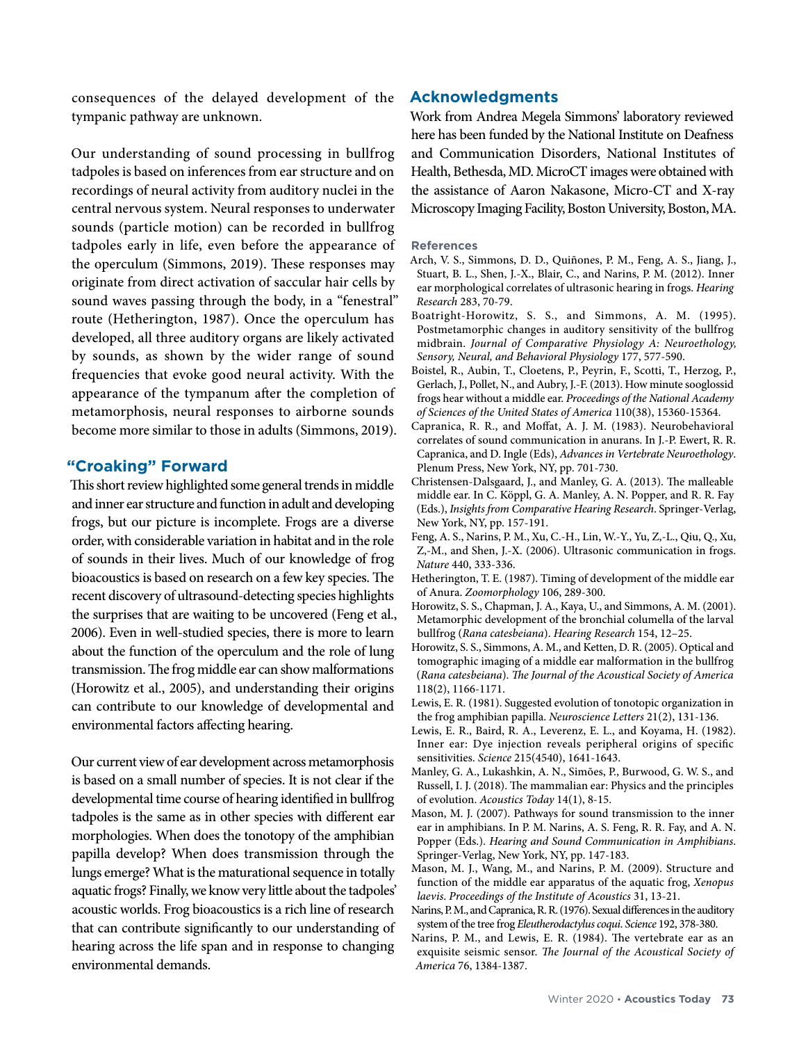consequences of the delayed development of the tympanic pathway are unknown.

Our understanding of sound processing in bullfrog tadpoles is based on inferences from ear structure and on recordings of neural activity from auditory nuclei in the central nervous system. Neural responses to underwater sounds (particle motion) can be recorded in bullfrog tadpoles early in life, even before the appearance of the operculum (Simmons, 2019). These responses may originate from direct activation of saccular hair cells by sound waves passing through the body, in a "fenestral" route (Hetherington, 1987). Once the operculum has developed, all three auditory organs are likely activated by sounds, as shown by the wider range of sound frequencies that evoke good neural activity. With the appearance of the tympanum after the completion of metamorphosis, neural responses to airborne sounds become more similar to those in adults (Simmons, 2019).

## "Croaking" Forward

This short review highlighted some general trends in middle and inner ear structure and function in adult and developing frogs, but our picture is incomplete. Frogs are a diverse order, with considerable variation in habitat and in the role of sounds in their lives. Much of our knowledge of frog bioacoustics is based on research on a few key species. The recent discovery of ultrasound-detecting species highlights the surprises that are waiting to be uncovered (Feng et al., 2006). Even in well-studied species, there is more to learn about the function of the operculum and the role of lung transmission. The frog middle ear can show malformations (Horowitz et al., 2005), and understanding their origins can contribute to our knowledge of developmental and environmental factors affecting hearing.

Our current view of ear development across metamorphosis is based on a small number of species. It is not clear if the developmental time course of hearing identified in bullfrog tadpoles is the same as in other species with different ear morphologies. When does the tonotopy of the amphibian papilla develop? When does transmission through the lungs emerge? What is the maturational sequence in totally aquatic frogs? Finally, we know very little about the tadpoles' acoustic worlds. Frog bioacoustics is a rich line of research that can contribute significantly to our understanding of hearing across the life span and in response to changing environmental demands.

## Acknowledgments

Work from Andrea Megela Simmons' laboratory reviewed here has been funded by the National Institute on Deafness and Communication Disorders, National Institutes of Health, Bethesda, MD. MicroCT images were obtained with the assistance of Aaron Nakasone, Micro-CT and X-ray Microscopy Imaging Facility, Boston University, Boston, MA.

### References

Arch, V. S., Simmons, D. D., Quiñones, P. M., Feng, A. S., Jiang, J., Stuart, B. L., Shen, J.-X., Blair, C., and Narins, P. M. (2012). Inner ear morphological correlates of ultrasonic hearing in frogs. *Hearing Research* 283, 70-79.

Boatright-Horowitz, S. S., and Simmons, A. M. (1995). Postmetamorphic changes in auditory sensitivity of the bullfrog midbrain. *Journal of Comparative Physiology A: Neuroethology, Sensory, Neural, and Behavioral Physiology* 177, 577-590.

Boistel, R., Aubin, T., Cloetens, P., Peyrin, F., Scotti, T., Herzog, P., Gerlach, J., Pollet, N., and Aubry, J.-F. (2013). How minute sooglossid frogs hear without a middle ear. *Proceedings of the National Academy of Sciences of the United States of America* 110(38), 15360-15364.

Capranica, R. R., and Moffat, A. J. M. (1983). Neurobehavioral correlates of sound communication in anurans. In J.-P. Ewert, R. R. Capranica, and D. Ingle (Eds), *Advances in Vertebrate Neuroethology*. Plenum Press, New York, NY, pp. 701-730.

Christensen-Dalsgaard, J., and Manley, G. A. (2013). The malleable middle ear. In C. Köppl, G. A. Manley, A. N. Popper, and R. R. Fay (Eds.), *Insights from Comparative Hearing Research*. Springer-Verlag, New York, NY, pp. 157-191.

Feng, A. S., Narins, P. M., Xu, C.-H., Lin, W.-Y., Yu, Z,-L., Qiu, Q., Xu, Z,-M., and Shen, J.-X. (2006). Ultrasonic communication in frogs. *Nature* 440, 333-336.

Hetherington, T. E. (1987). Timing of development of the middle ear of Anura. *Zoomorphology* 106, 289-300.

Horowitz, S. S., Chapman, J. A., Kaya, U., and Simmons, A. M. (2001). Metamorphic development of the bronchial columella of the larval bullfrog (*Rana catesbeiana*). *Hearing Research* 154, 12–25.

Horowitz, S. S., Simmons, A. M., and Ketten, D. R. (2005). Optical and tomographic imaging of a middle ear malformation in the bullfrog (*Rana catesbeiana*). *The Journal of the Acoustical Society of America* 118(2), 1166-1171.

Lewis, E. R. (1981). Suggested evolution of tonotopic organization in the frog amphibian papilla. *Neuroscience Letters* 21(2), 131-136.

Lewis, E. R., Baird, R. A., Leverenz, E. L., and Koyama, H. (1982). Inner ear: Dye injection reveals peripheral origins of specific sensitivities. *Science* 215(4540), 1641-1643.

Manley, G. A., Lukashkin, A. N., Simões, P., Burwood, G. W. S., and Russell, I. J. (2018). The mammalian ear: Physics and the principles of evolution. *Acoustics Today* 14(1), 8-15.

Mason, M. J. (2007). Pathways for sound transmission to the inner ear in amphibians. In P. M. Narins, A. S. Feng, R. R. Fay, and A. N. Popper (Eds.). *Hearing and Sound Communication in Amphibians*. Springer-Verlag, New York, NY, pp. 147-183.

Mason, M. J., Wang, M., and Narins, P. M. (2009). Structure and function of the middle ear apparatus of the aquatic frog, *Xenopus laevis*. *Proceedings of the Institute of Acoustics* 31, 13-21.

Narins, P. M., and Capranica, R. R. (1976). Sexual differences in the auditory system of the tree frog *Eleutherodactylus coqui*. *Science* 192, 378-380.

Narins, P. M., and Lewis, E. R. (1984). The vertebrate ear as an exquisite seismic sensor. *The Journal of the Acoustical Society of America* 76, 1384-1387.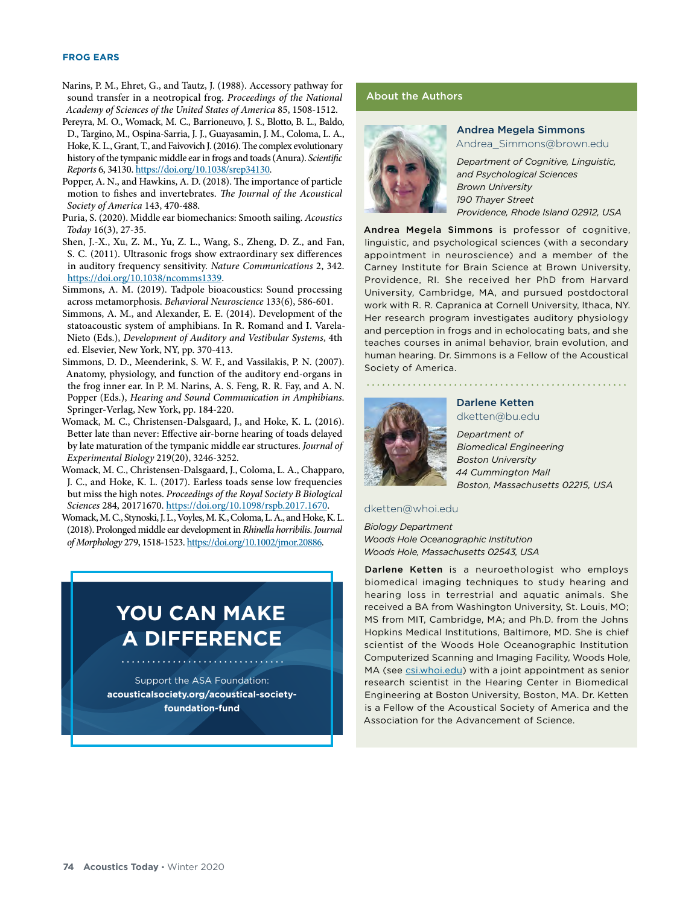Narins, P. M., Ehret, G., and Tautz, J. (1988). Accessory pathway for sound transfer in a neotropical frog. *Proceedings of the National Academy of Sciences of the United States of America* 85, 1508-1512.

Pereyra, M. O., Womack, M. C., Barrioneuvo, J. S., Blotto, B. L., Baldo, D., Targino, M., Ospina-Sarria, J. J., Guayasamin, J. M., Coloma, L. A., Hoke, K. L., Grant, T., and Faivovich J. (2016). The complex evolutionary history of the tympanic middle ear in frogs and toads (Anura). *Scientific Reports* 6, 34130. https://doi.org/10.1038/srep34130.

Popper, A. N., and Hawkins, A. D. (2018). The importance of particle motion to fishes and invertebrates. *The Journal of the Acoustical Society of America* 143, 470-488.

Puria, S. (2020). Middle ear biomechanics: Smooth sailing. *Acoustics Today* 16(3), 27-35.

Shen, J.-X., Xu, Z. M., Yu, Z. L., Wang, S., Zheng, D. Z., and Fan, S. C. (2011). Ultrasonic frogs show extraordinary sex differences in auditory frequency sensitivity. *Nature Communications* 2, 342. https://doi.org/10.1038/ncomms1339.

Simmons, A. M. (2019). Tadpole bioacoustics: Sound processing across metamorphosis. *Behavioral Neuroscience* 133(6), 586-601.

Simmons, A. M., and Alexander, E. E. (2014). Development of the statoacoustic system of amphibians. In R. Romand and I. Varela-Nieto (Eds.), *Development of Auditory and Vestibular Systems*, 4th ed. Elsevier, New York, NY, pp. 370-413.

Simmons, D. D., Meenderink, S. W. F., and Vassilakis, P. N. (2007). Anatomy, physiology, and function of the auditory end-organs in the frog inner ear. In P. M. Narins, A. S. Feng, R. R. Fay, and A. N. Popper (Eds.), *Hearing and Sound Communication in Amphibians*. Springer-Verlag, New York, pp. 184-220.

Womack, M. C., Christensen-Dalsgaard, J., and Hoke, K. L. (2016). Better late than never: Effective air-borne hearing of toads delayed by late maturation of the tympanic middle ear structures. *Journal of Experimental Biology* 219(20), 3246-3252.

Womack, M. C., Christensen-Dalsgaard, J., Coloma, L. A., Chapparo, J. C., and Hoke, K. L. (2017). Earless toads sense low frequencies but miss the high notes. *Proceedings of the Royal Society B Biological Sciences* 284, 20171670. https://doi.org/10.1098/rspb.2017.1670.

Womack, M. C., Stynoski, J. L., Voyles, M. K., Coloma, L. A., and Hoke, K. L. (2018). Prolonged middle ear development in *Rhinella horribilis*. *Journal of Morphology* 279, 1518-1523. https://doi.org/10.1002/jmor.20886.

## YOU CAN MAKE A DIFFERENCE

Support the ASA Foundation:
**acousticalsociety.org/acoustical-society-foundation-fund**

## About the Authors

### Andrea Megela Simmons

Andrea_Simmons@brown.edu

*Department of Cognitive, Linguistic, and Psychological Sciences*
*Brown University*
*190 Thayer Street*
*Providence, Rhode Island 02912, USA*

**Andrea Megela Simmons** is professor of cognitive, linguistic, and psychological sciences (with a secondary appointment in neuroscience) and a member of the Carney Institute for Brain Science at Brown University, Providence, RI. She received her PhD from Harvard University, Cambridge, MA, and pursued postdoctoral work with R. R. Capranica at Cornell University, Ithaca, NY. Her research program investigates auditory physiology and perception in frogs and in echolocating bats, and she teaches courses in animal behavior, brain evolution, and human hearing. Dr. Simmons is a Fellow of the Acoustical Society of America.

### Darlene Ketten

dketten@bu.edu

*Department of Biomedical Engineering*
*Boston University*
*44 Cummington Mall*
*Boston, Massachusetts 02215, USA*

dketten@whoi.edu

*Biology Department*
*Woods Hole Oceanographic Institution*
*Woods Hole, Massachusetts 02543, USA*

**Darlene Ketten** is a neuroethologist who employs biomedical imaging techniques to study hearing and hearing loss in terrestrial and aquatic animals. She received a BA from Washington University, St. Louis, MO; MS from MIT, Cambridge, MA; and Ph.D. from the Johns Hopkins Medical Institutions, Baltimore, MD. She is chief scientist of the Woods Hole Oceanographic Institution Computerized Scanning and Imaging Facility, Woods Hole, MA (see csi.whoi.edu) with a joint appointment as senior research scientist in the Hearing Center in Biomedical Engineering at Boston University, Boston, MA. Dr. Ketten is a Fellow of the Acoustical Society of America and the Association for the Advancement of Science.